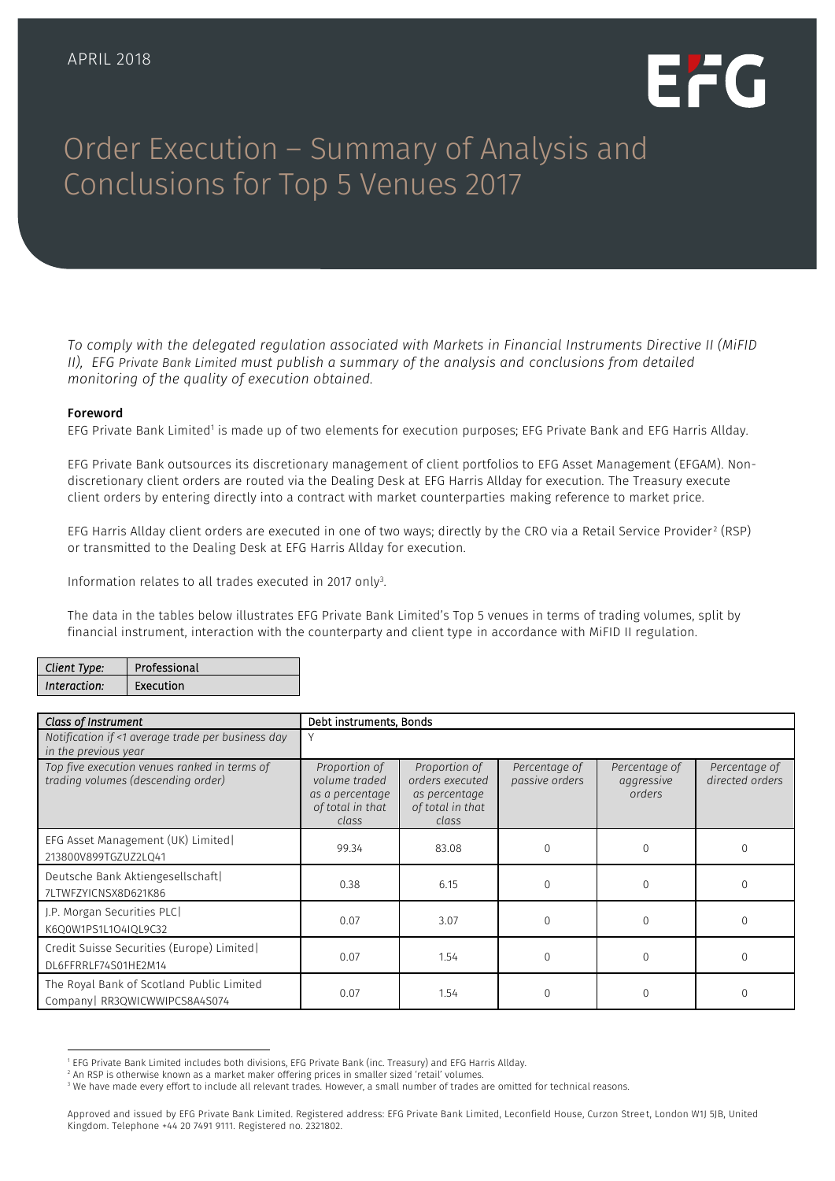APRIL 2018

# Order Execution – Summary of Analysis and Conclusions for Top 5 Venues 2017

*To comply with the delegated regulation associated with Markets in Financial Instruments Directive II (MiFID II), EFG Private Bank Limited must publish a summary of the analysis and conclusions from detailed monitoring of the quality of execution obtained.*

**Foreword**

EFG Private Bank Limited[1] is made up of two elements for execution purposes; EFG Private Bank and EFG Harris Allday.

EFG Private Bank outsources its discretionary management of client portfolios to EFG Asset Management (EFGAM). Non-discretionary client orders are routed via the Dealing Desk at EFG Harris Allday for execution. The Treasury execute client orders by entering directly into a contract with market counterparties making reference to market price.

EFG Harris Allday client orders are executed in one of two ways; directly by the CRO via a Retail Service Provider[2] (RSP) or transmitted to the Dealing Desk at EFG Harris Allday for execution.

Information relates to all trades executed in 2017 only[3].

The data in the tables below illustrates EFG Private Bank Limited's Top 5 venues in terms of trading volumes, split by financial instrument, interaction with the counterparty and client type in accordance with MiFID II regulation.

| *Client Type:* | Professional |
|---|---|
| *Interaction:* | Execution |

| *Class of Instrument* | Debt instruments, Bonds | | | | |
|---|---|---|---|---|---|
| *Notification if <1 average trade per business day in the previous year* | Y | | | | |
| *Top five execution venues ranked in terms of trading volumes (descending order)* | *Proportion of volume traded as a percentage of total in that class* | *Proportion of orders executed as percentage of total in that class* | *Percentage of passive orders* | *Percentage of aggressive orders* | *Percentage of directed orders* |
| EFG Asset Management (UK) Limited\| 213800V899TGZUZ2LQ41 | 99.34 | 83.08 | 0 | 0 | 0 |
| Deutsche Bank Aktiengesellschaft\| 7LTWFZYICNSX8D621K86 | 0.38 | 6.15 | 0 | 0 | 0 |
| J.P. Morgan Securities PLC\| K6Q0W1PS1L1O4IQL9C32 | 0.07 | 3.07 | 0 | 0 | 0 |
| Credit Suisse Securities (Europe) Limited\| DL6FFRRLF74S01HE2M14 | 0.07 | 1.54 | 0 | 0 | 0 |
| The Royal Bank of Scotland Public Limited Company\| RR3QWICWWIPCS8A4S074 | 0.07 | 1.54 | 0 | 0 | 0 |

[1] EFG Private Bank Limited includes both divisions, EFG Private Bank (inc. Treasury) and EFG Harris Allday.

[2] An RSP is otherwise known as a market maker offering prices in smaller sized 'retail' volumes.

[3] We have made every effort to include all relevant trades. However, a small number of trades are omitted for technical reasons.

Approved and issued by EFG Private Bank Limited. Registered address: EFG Private Bank Limited, Leconfield House, Curzon Street, London W1J 5JB, United Kingdom. Telephone +44 20 7491 9111. Registered no. 2321802.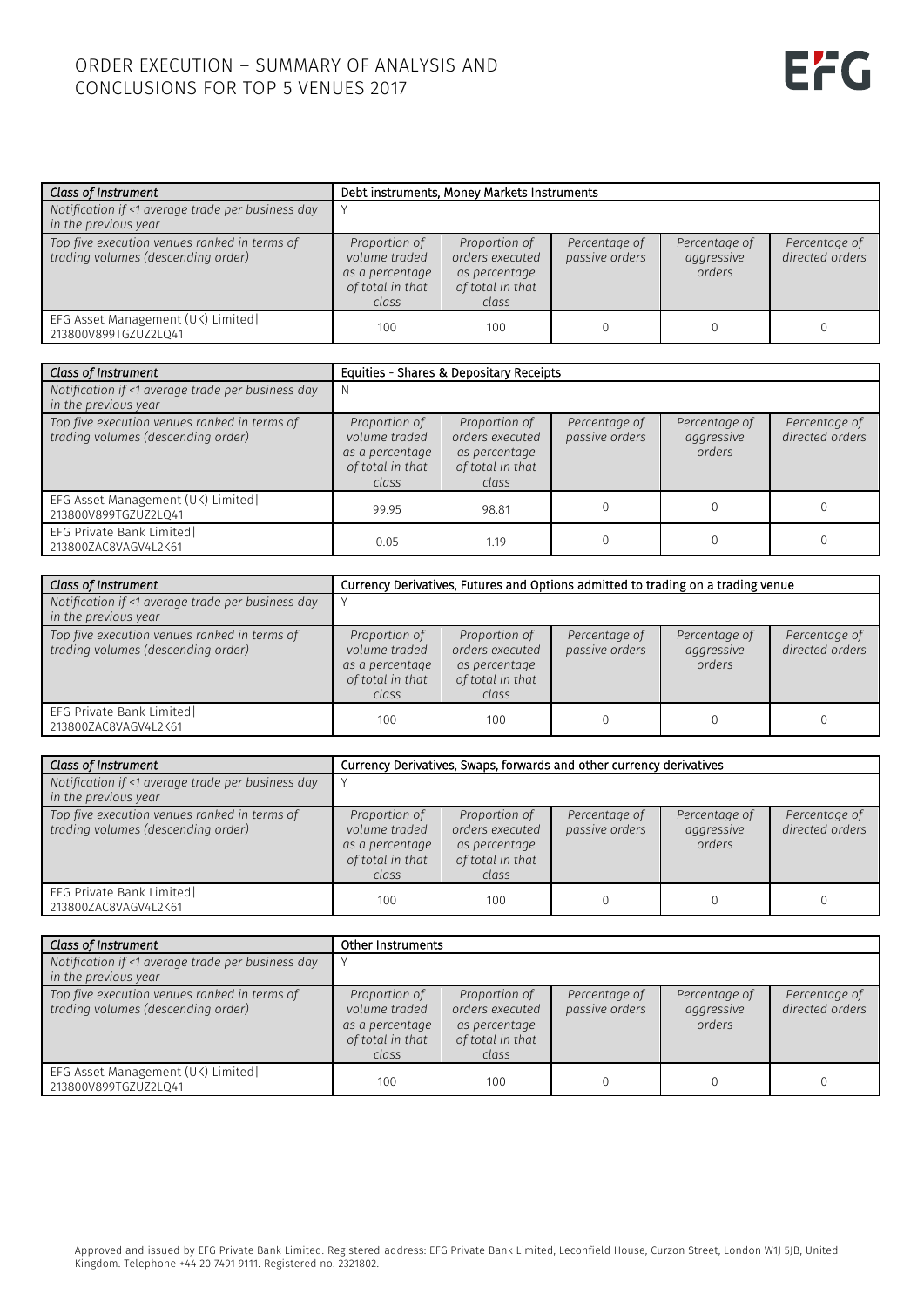# ORDER EXECUTION – SUMMARY OF ANALYSIS AND CONCLUSIONS FOR TOP 5 VENUES 2017

| *Class of Instrument* | Debt instruments, Money Markets Instruments | | | | |
|---|---|---|---|---|---|
| *Notification if <1 average trade per business day in the previous year* | Y | | | | |
| *Top five execution venues ranked in terms of trading volumes (descending order)* | *Proportion of volume traded as a percentage of total in that class* | *Proportion of orders executed as percentage of total in that class* | *Percentage of passive orders* | *Percentage of aggressive orders* | *Percentage of directed orders* |
| EFG Asset Management (UK) Limited\| 213800V899TGZUZ2LQ41 | 100 | 100 | 0 | 0 | 0 |

| *Class of Instrument* | Equities - Shares & Depositary Receipts | | | | |
|---|---|---|---|---|---|
| *Notification if <1 average trade per business day in the previous year* | N | | | | |
| *Top five execution venues ranked in terms of trading volumes (descending order)* | *Proportion of volume traded as a percentage of total in that class* | *Proportion of orders executed as percentage of total in that class* | *Percentage of passive orders* | *Percentage of aggressive orders* | *Percentage of directed orders* |
| EFG Asset Management (UK) Limited\| 213800V899TGZUZ2LQ41 | 99.95 | 98.81 | 0 | 0 | 0 |
| EFG Private Bank Limited\| 213800ZAC8VAGV4L2K61 | 0.05 | 1.19 | 0 | 0 | 0 |

| *Class of Instrument* | Currency Derivatives, Futures and Options admitted to trading on a trading venue | | | | |
|---|---|---|---|---|---|
| *Notification if <1 average trade per business day in the previous year* | Y | | | | |
| *Top five execution venues ranked in terms of trading volumes (descending order)* | *Proportion of volume traded as a percentage of total in that class* | *Proportion of orders executed as percentage of total in that class* | *Percentage of passive orders* | *Percentage of aggressive orders* | *Percentage of directed orders* |
| EFG Private Bank Limited\| 213800ZAC8VAGV4L2K61 | 100 | 100 | 0 | 0 | 0 |

| *Class of Instrument* | Currency Derivatives, Swaps, forwards and other currency derivatives | | | | |
|---|---|---|---|---|---|
| *Notification if <1 average trade per business day in the previous year* | Y | | | | |
| *Top five execution venues ranked in terms of trading volumes (descending order)* | *Proportion of volume traded as a percentage of total in that class* | *Proportion of orders executed as percentage of total in that class* | *Percentage of passive orders* | *Percentage of aggressive orders* | *Percentage of directed orders* |
| EFG Private Bank Limited\| 213800ZAC8VAGV4L2K61 | 100 | 100 | 0 | 0 | 0 |

| *Class of Instrument* | Other Instruments | | | | |
|---|---|---|---|---|---|
| *Notification if <1 average trade per business day in the previous year* | Y | | | | |
| *Top five execution venues ranked in terms of trading volumes (descending order)* | *Proportion of volume traded as a percentage of total in that class* | *Proportion of orders executed as percentage of total in that class* | *Percentage of passive orders* | *Percentage of aggressive orders* | *Percentage of directed orders* |
| EFG Asset Management (UK) Limited\| 213800V899TGZUZ2LQ41 | 100 | 100 | 0 | 0 | 0 |

Approved and issued by EFG Private Bank Limited. Registered address: EFG Private Bank Limited, Leconfield House, Curzon Street, London W1J 5JB, United Kingdom. Telephone +44 20 7491 9111. Registered no. 2321802.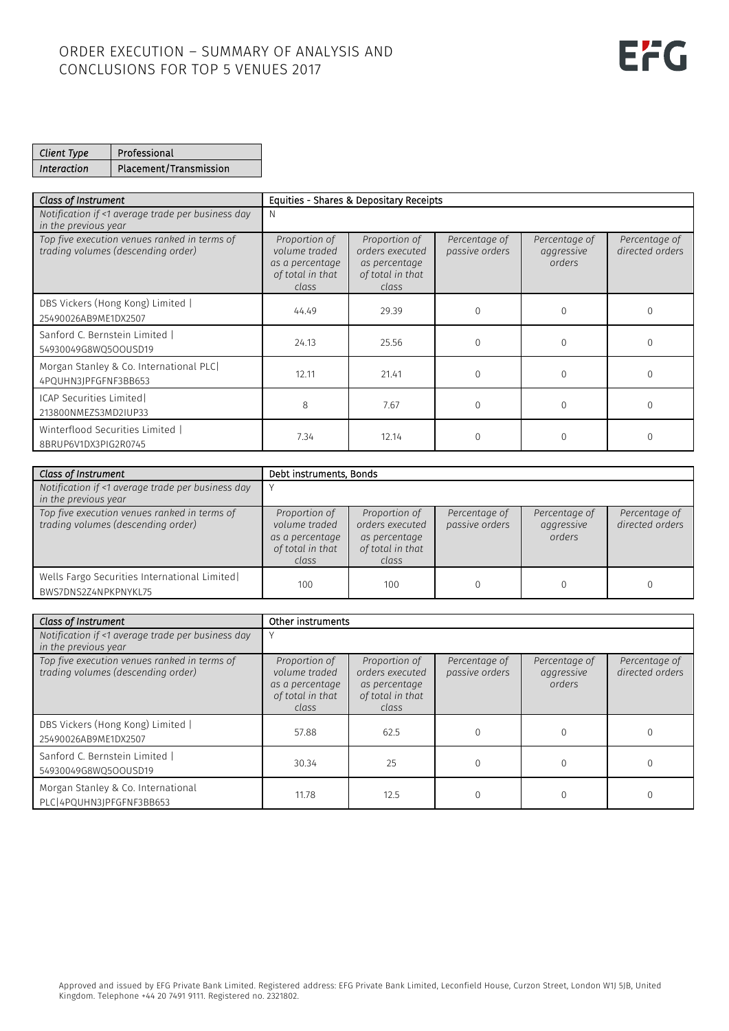# ORDER EXECUTION – SUMMARY OF ANALYSIS AND CONCLUSIONS FOR TOP 5 VENUES 2017

| *Client Type* | Professional |
|---|---|
| *Interaction* | Placement/Transmission |

| *Class of Instrument* | Equities - Shares & Depositary Receipts | | | | |
|---|---|---|---|---|---|
| *Notification if <1 average trade per business day in the previous year* | N | | | | |
| *Top five execution venues ranked in terms of trading volumes (descending order)* | *Proportion of volume traded as a percentage of total in that class* | *Proportion of orders executed as percentage of total in that class* | *Percentage of passive orders* | *Percentage of aggressive orders* | *Percentage of directed orders* |
| DBS Vickers (Hong Kong) Limited \| 25490026AB9ME1DX2507 | 44.49 | 29.39 | 0 | 0 | 0 |
| Sanford C. Bernstein Limited \| 54930049G8WQ5OOUSD19 | 24.13 | 25.56 | 0 | 0 | 0 |
| Morgan Stanley & Co. International PLC\| 4PQUHN3JPFGFNF3BB653 | 12.11 | 21.41 | 0 | 0 | 0 |
| ICAP Securities Limited\| 213800NMEZS3MD2IUP33 | 8 | 7.67 | 0 | 0 | 0 |
| Winterflood Securities Limited \| 8BRUP6V1DX3PIG2R0745 | 7.34 | 12.14 | 0 | 0 | 0 |

| *Class of Instrument* | Debt instruments, Bonds | | | | |
|---|---|---|---|---|---|
| *Notification if <1 average trade per business day in the previous year* | Y | | | | |
| *Top five execution venues ranked in terms of trading volumes (descending order)* | *Proportion of volume traded as a percentage of total in that class* | *Proportion of orders executed as percentage of total in that class* | *Percentage of passive orders* | *Percentage of aggressive orders* | *Percentage of directed orders* |
| Wells Fargo Securities International Limited\| BWS7DNS2Z4NPKPNYKL75 | 100 | 100 | 0 | 0 | 0 |

| *Class of Instrument* | Other instruments | | | | |
|---|---|---|---|---|---|
| *Notification if <1 average trade per business day in the previous year* | Y | | | | |
| *Top five execution venues ranked in terms of trading volumes (descending order)* | *Proportion of volume traded as a percentage of total in that class* | *Proportion of orders executed as percentage of total in that class* | *Percentage of passive orders* | *Percentage of aggressive orders* | *Percentage of directed orders* |
| DBS Vickers (Hong Kong) Limited \| 25490026AB9ME1DX2507 | 57.88 | 62.5 | 0 | 0 | 0 |
| Sanford C. Bernstein Limited \| 54930049G8WQ5OOUSD19 | 30.34 | 25 | 0 | 0 | 0 |
| Morgan Stanley & Co. International PLC\|4PQUHN3JPFGFNF3BB653 | 11.78 | 12.5 | 0 | 0 | 0 |

Approved and issued by EFG Private Bank Limited. Registered address: EFG Private Bank Limited, Leconfield House, Curzon Street, London W1J 5JB, United Kingdom. Telephone +44 20 7491 9111. Registered no. 2321802.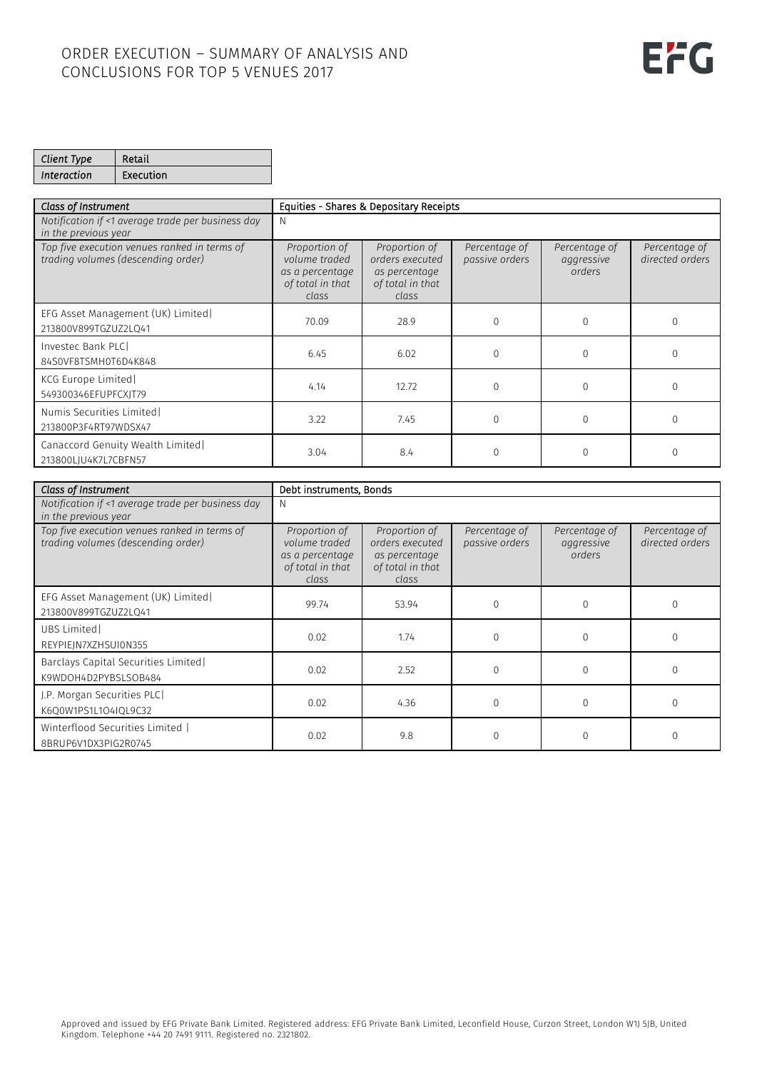# ORDER EXECUTION – SUMMARY OF ANALYSIS AND CONCLUSIONS FOR TOP 5 VENUES 2017

| *Client Type* | Retail |
|---|---|
| *Interaction* | Execution |

| *Class of Instrument* | Equities - Shares & Depositary Receipts | | | | |
|---|---|---|---|---|---|
| *Notification if <1 average trade per business day in the previous year* | N | | | | |
| *Top five execution venues ranked in terms of trading volumes (descending order)* | *Proportion of volume traded as a percentage of total in that class* | *Proportion of orders executed as percentage of total in that class* | *Percentage of passive orders* | *Percentage of aggressive orders* | *Percentage of directed orders* |
| EFG Asset Management (UK) Limited\| 213800V899TGZUZ2LQ41 | 70.09 | 28.9 | 0 | 0 | 0 |
| Investec Bank PLC\| 84S0VF8TSMH0T6D4K848 | 6.45 | 6.02 | 0 | 0 | 0 |
| KCG Europe Limited\| 549300346EFUPFCXJT79 | 4.14 | 12.72 | 0 | 0 | 0 |
| Numis Securities Limited\| 213800P3F4RT97WDSX47 | 3.22 | 7.45 | 0 | 0 | 0 |
| Canaccord Genuity Wealth Limited\| 213800LJU4K7L7CBFN57 | 3.04 | 8.4 | 0 | 0 | 0 |

| *Class of Instrument* | Debt instruments, Bonds | | | | |
|---|---|---|---|---|---|
| *Notification if <1 average trade per business day in the previous year* | N | | | | |
| *Top five execution venues ranked in terms of trading volumes (descending order)* | *Proportion of volume traded as a percentage of total in that class* | *Proportion of orders executed as percentage of total in that class* | *Percentage of passive orders* | *Percentage of aggressive orders* | *Percentage of directed orders* |
| EFG Asset Management (UK) Limited\| 213800V899TGZUZ2LQ41 | 99.74 | 53.94 | 0 | 0 | 0 |
| UBS Limited\| REYPIEJN7XZHSUI0N355 | 0.02 | 1.74 | 0 | 0 | 0 |
| Barclays Capital Securities Limited\| K9WDOH4D2PYBSLSOB484 | 0.02 | 2.52 | 0 | 0 | 0 |
| J.P. Morgan Securities PLC\| K6Q0W1PS1L1O4IQL9C32 | 0.02 | 4.36 | 0 | 0 | 0 |
| Winterflood Securities Limited \| 8BRUP6V1DX3PIG2R0745 | 0.02 | 9.8 | 0 | 0 | 0 |

Approved and issued by EFG Private Bank Limited. Registered address: EFG Private Bank Limited, Leconfield House, Curzon Street, London W1J 5JB, United Kingdom. Telephone +44 20 7491 9111. Registered no. 2321802.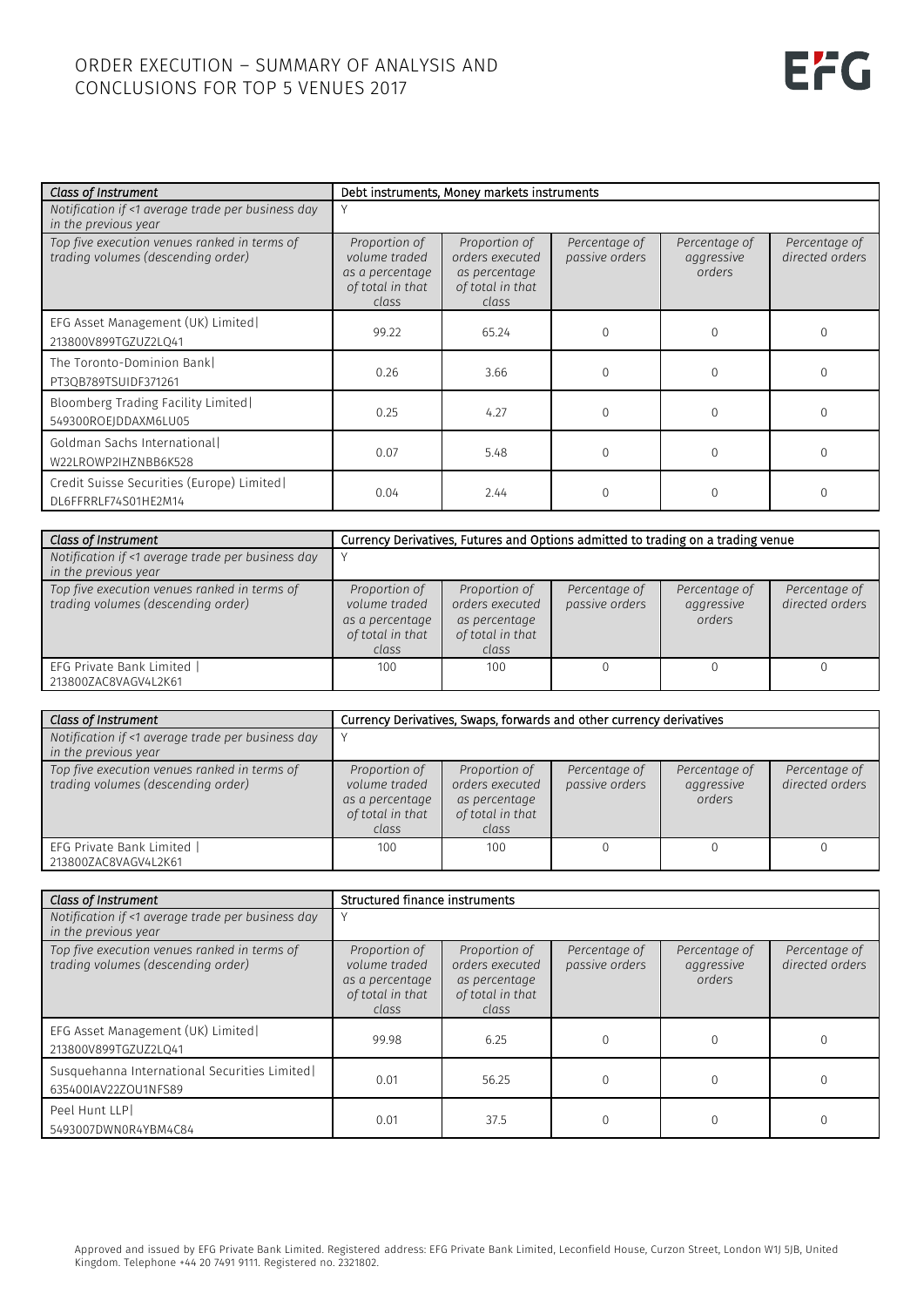# ORDER EXECUTION – SUMMARY OF ANALYSIS AND CONCLUSIONS FOR TOP 5 VENUES 2017

| *Class of Instrument* | Debt instruments, Money markets instruments | | | | |
|---|---|---|---|---|---|
| *Notification if <1 average trade per business day in the previous year* | Y | | | | |
| *Top five execution venues ranked in terms of trading volumes (descending order)* | *Proportion of volume traded as a percentage of total in that class* | *Proportion of orders executed as percentage of total in that class* | *Percentage of passive orders* | *Percentage of aggressive orders* | *Percentage of directed orders* |
| EFG Asset Management (UK) Limited\| 213800V899TGZUZ2LQ41 | 99.22 | 65.24 | 0 | 0 | 0 |
| The Toronto-Dominion Bank\| PT3QB789TSUIDF371261 | 0.26 | 3.66 | 0 | 0 | 0 |
| Bloomberg Trading Facility Limited\| 549300ROEJDDAXM6LU05 | 0.25 | 4.27 | 0 | 0 | 0 |
| Goldman Sachs International\| W22LROWP2IHZNBB6K528 | 0.07 | 5.48 | 0 | 0 | 0 |
| Credit Suisse Securities (Europe) Limited\| DL6FFRRLF74S01HE2M14 | 0.04 | 2.44 | 0 | 0 | 0 |

| *Class of Instrument* | Currency Derivatives, Futures and Options admitted to trading on a trading venue | | | | |
|---|---|---|---|---|---|
| *Notification if <1 average trade per business day in the previous year* | Y | | | | |
| *Top five execution venues ranked in terms of trading volumes (descending order)* | *Proportion of volume traded as a percentage of total in that class* | *Proportion of orders executed as percentage of total in that class* | *Percentage of passive orders* | *Percentage of aggressive orders* | *Percentage of directed orders* |
| EFG Private Bank Limited \| 213800ZAC8VAGV4L2K61 | 100 | 100 | 0 | 0 | 0 |

| *Class of Instrument* | Currency Derivatives, Swaps, forwards and other currency derivatives | | | | |
|---|---|---|---|---|---|
| *Notification if <1 average trade per business day in the previous year* | Y | | | | |
| *Top five execution venues ranked in terms of trading volumes (descending order)* | *Proportion of volume traded as a percentage of total in that class* | *Proportion of orders executed as percentage of total in that class* | *Percentage of passive orders* | *Percentage of aggressive orders* | *Percentage of directed orders* |
| EFG Private Bank Limited \| 213800ZAC8VAGV4L2K61 | 100 | 100 | 0 | 0 | 0 |

| *Class of Instrument* | Structured finance instruments | | | | |
|---|---|---|---|---|---|
| *Notification if <1 average trade per business day in the previous year* | Y | | | | |
| *Top five execution venues ranked in terms of trading volumes (descending order)* | *Proportion of volume traded as a percentage of total in that class* | *Proportion of orders executed as percentage of total in that class* | *Percentage of passive orders* | *Percentage of aggressive orders* | *Percentage of directed orders* |
| EFG Asset Management (UK) Limited\| 213800V899TGZUZ2LQ41 | 99.98 | 6.25 | 0 | 0 | 0 |
| Susquehanna International Securities Limited\| 635400IAV22ZOU1NFS89 | 0.01 | 56.25 | 0 | 0 | 0 |
| Peel Hunt LLP\| 5493007DWN0R4YBM4C84 | 0.01 | 37.5 | 0 | 0 | 0 |

Approved and issued by EFG Private Bank Limited. Registered address: EFG Private Bank Limited, Leconfield House, Curzon Street, London W1J 5JB, United Kingdom. Telephone +44 20 7491 9111. Registered no. 2321802.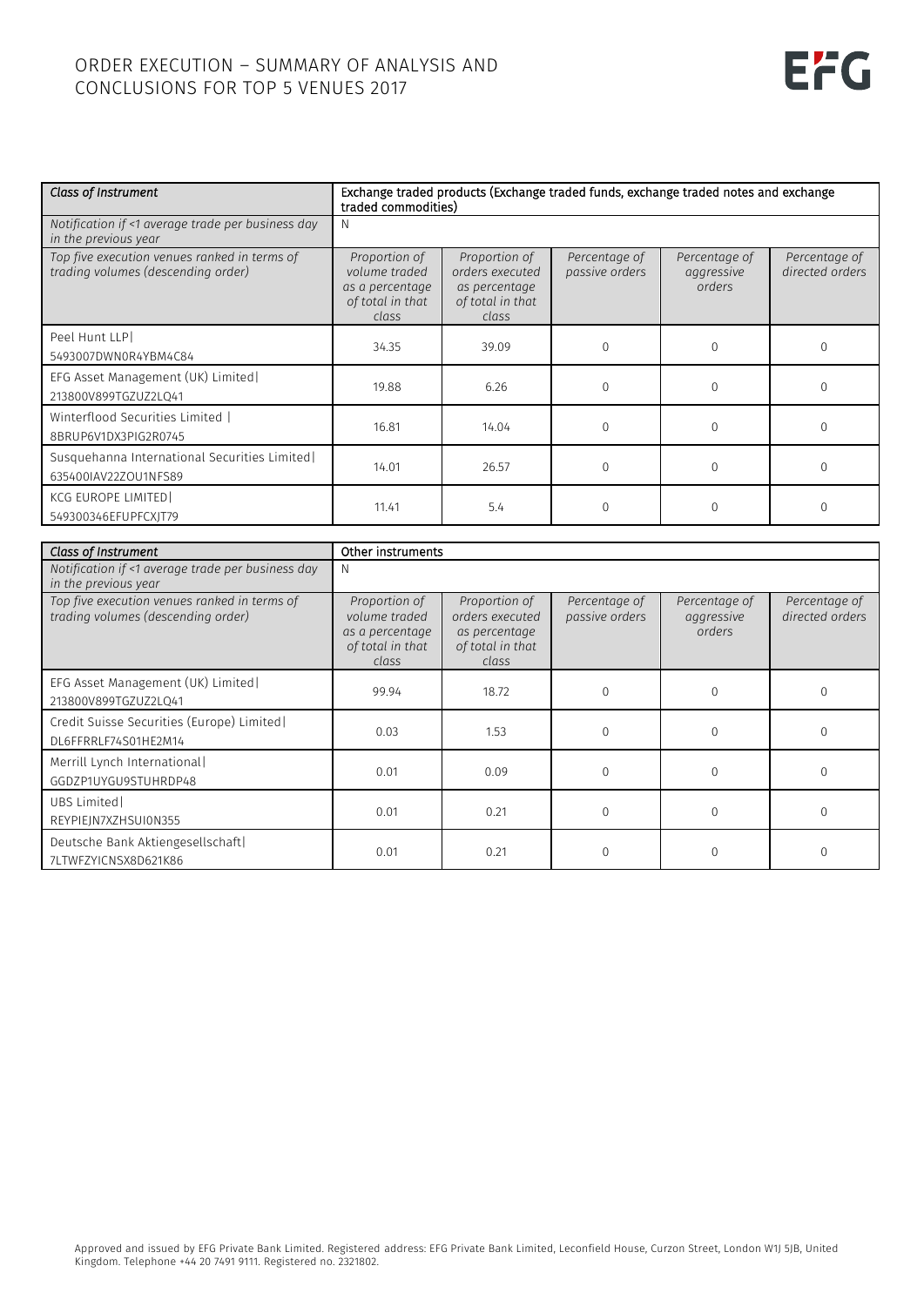# ORDER EXECUTION – SUMMARY OF ANALYSIS AND CONCLUSIONS FOR TOP 5 VENUES 2017

| *Class of Instrument* | Exchange traded products (Exchange traded funds, exchange traded notes and exchange traded commodities) | | | | |
|---|---|---|---|---|---|
| *Notification if <1 average trade per business day in the previous year* | N | | | | |
| *Top five execution venues ranked in terms of trading volumes (descending order)* | *Proportion of volume traded as a percentage of total in that class* | *Proportion of orders executed as percentage of total in that class* | *Percentage of passive orders* | *Percentage of aggressive orders* | *Percentage of directed orders* |
| Peel Hunt LLP\| 5493007DWN0R4YBM4C84 | 34.35 | 39.09 | 0 | 0 | 0 |
| EFG Asset Management (UK) Limited\| 213800V899TGZUZ2LQ41 | 19.88 | 6.26 | 0 | 0 | 0 |
| Winterflood Securities Limited \| 8BRUP6V1DX3PIG2R0745 | 16.81 | 14.04 | 0 | 0 | 0 |
| Susquehanna International Securities Limited\| 635400IAV22ZOU1NFS89 | 14.01 | 26.57 | 0 | 0 | 0 |
| KCG EUROPE LIMITED\| 549300346EFUPFCXJT79 | 11.41 | 5.4 | 0 | 0 | 0 |

| *Class of Instrument* | Other instruments | | | | |
|---|---|---|---|---|---|
| *Notification if <1 average trade per business day in the previous year* | N | | | | |
| *Top five execution venues ranked in terms of trading volumes (descending order)* | *Proportion of volume traded as a percentage of total in that class* | *Proportion of orders executed as percentage of total in that class* | *Percentage of passive orders* | *Percentage of aggressive orders* | *Percentage of directed orders* |
| EFG Asset Management (UK) Limited\| 213800V899TGZUZ2LQ41 | 99.94 | 18.72 | 0 | 0 | 0 |
| Credit Suisse Securities (Europe) Limited\| DL6FFRRLF74S01HE2M14 | 0.03 | 1.53 | 0 | 0 | 0 |
| Merrill Lynch International\| GGDZP1UYGU9STUHRDP48 | 0.01 | 0.09 | 0 | 0 | 0 |
| UBS Limited\| REYPIEJN7XZHSUI0N355 | 0.01 | 0.21 | 0 | 0 | 0 |
| Deutsche Bank Aktiengesellschaft\| 7LTWFZYICNSX8D621K86 | 0.01 | 0.21 | 0 | 0 | 0 |

Approved and issued by EFG Private Bank Limited. Registered address: EFG Private Bank Limited, Leconfield House, Curzon Street, London W1J 5JB, United Kingdom. Telephone +44 20 7491 9111. Registered no. 2321802.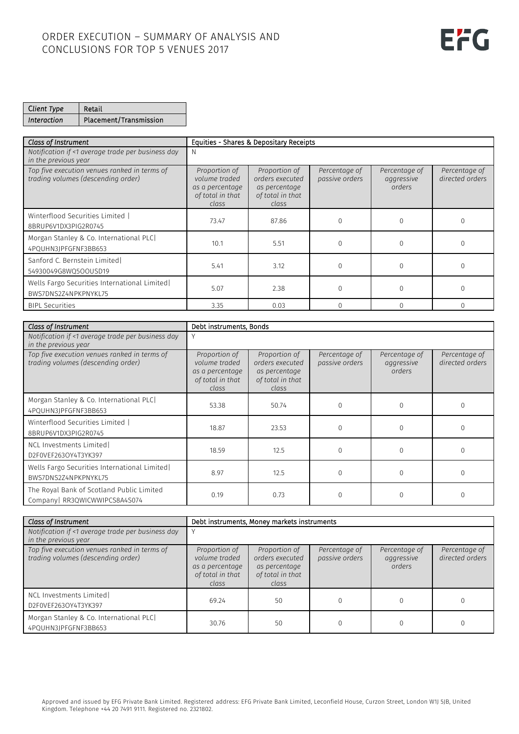# ORDER EXECUTION – SUMMARY OF ANALYSIS AND CONCLUSIONS FOR TOP 5 VENUES 2017

| *Client Type* | Retail |
|---|---|
| *Interaction* | Placement/Transmission |

| *Class of Instrument* | Equities - Shares & Depositary Receipts | | | | |
|---|---|---|---|---|---|
| *Notification if <1 average trade per business day in the previous year* | N | | | | |
| *Top five execution venues ranked in terms of trading volumes (descending order)* | *Proportion of volume traded as a percentage of total in that class* | *Proportion of orders executed as percentage of total in that class* | *Percentage of passive orders* | *Percentage of aggressive orders* | *Percentage of directed orders* |
| Winterflood Securities Limited \| 8BRUP6V1DX3PIG2R0745 | 73.47 | 87.86 | 0 | 0 | 0 |
| Morgan Stanley & Co. International PLC\| 4PQUHN3JPFGFNF3BB653 | 10.1 | 5.51 | 0 | 0 | 0 |
| Sanford C. Bernstein Limited\| 54930049G8WQ5OOUSD19 | 5.41 | 3.12 | 0 | 0 | 0 |
| Wells Fargo Securities International Limited\| BWS7DNS2Z4NPKPNYKL75 | 5.07 | 2.38 | 0 | 0 | 0 |
| BIPL Securities | 3.35 | 0.03 | 0 | 0 | 0 |

| *Class of Instrument* | Debt instruments, Bonds | | | | |
|---|---|---|---|---|---|
| *Notification if <1 average trade per business day in the previous year* | Y | | | | |
| *Top five execution venues ranked in terms of trading volumes (descending order)* | *Proportion of volume traded as a percentage of total in that class* | *Proportion of orders executed as percentage of total in that class* | *Percentage of passive orders* | *Percentage of aggressive orders* | *Percentage of directed orders* |
| Morgan Stanley & Co. International PLC\| 4PQUHN3JPFGFNF3BB653 | 53.38 | 50.74 | 0 | 0 | 0 |
| Winterflood Securities Limited \| 8BRUP6V1DX3PIG2R0745 | 18.87 | 23.53 | 0 | 0 | 0 |
| NCL Investments Limited\| D2F0VEF263OY4T3YK397 | 18.59 | 12.5 | 0 | 0 | 0 |
| Wells Fargo Securities International Limited\| BWS7DNS2Z4NPKPNYKL75 | 8.97 | 12.5 | 0 | 0 | 0 |
| The Royal Bank of Scotland Public Limited Company\| RR3QWICWWIPCS8A4S074 | 0.19 | 0.73 | 0 | 0 | 0 |

| *Class of Instrument* | Debt instruments, Money markets instruments | | | | |
|---|---|---|---|---|---|
| *Notification if <1 average trade per business day in the previous year* | Y | | | | |
| *Top five execution venues ranked in terms of trading volumes (descending order)* | *Proportion of volume traded as a percentage of total in that class* | *Proportion of orders executed as percentage of total in that class* | *Percentage of passive orders* | *Percentage of aggressive orders* | *Percentage of directed orders* |
| NCL Investments Limited\| D2F0VEF263OY4T3YK397 | 69.24 | 50 | 0 | 0 | 0 |
| Morgan Stanley & Co. International PLC\| 4PQUHN3JPFGFNF3BB653 | 30.76 | 50 | 0 | 0 | 0 |

Approved and issued by EFG Private Bank Limited. Registered address: EFG Private Bank Limited, Leconfield House, Curzon Street, London W1J 5JB, United Kingdom. Telephone +44 20 7491 9111. Registered no. 2321802.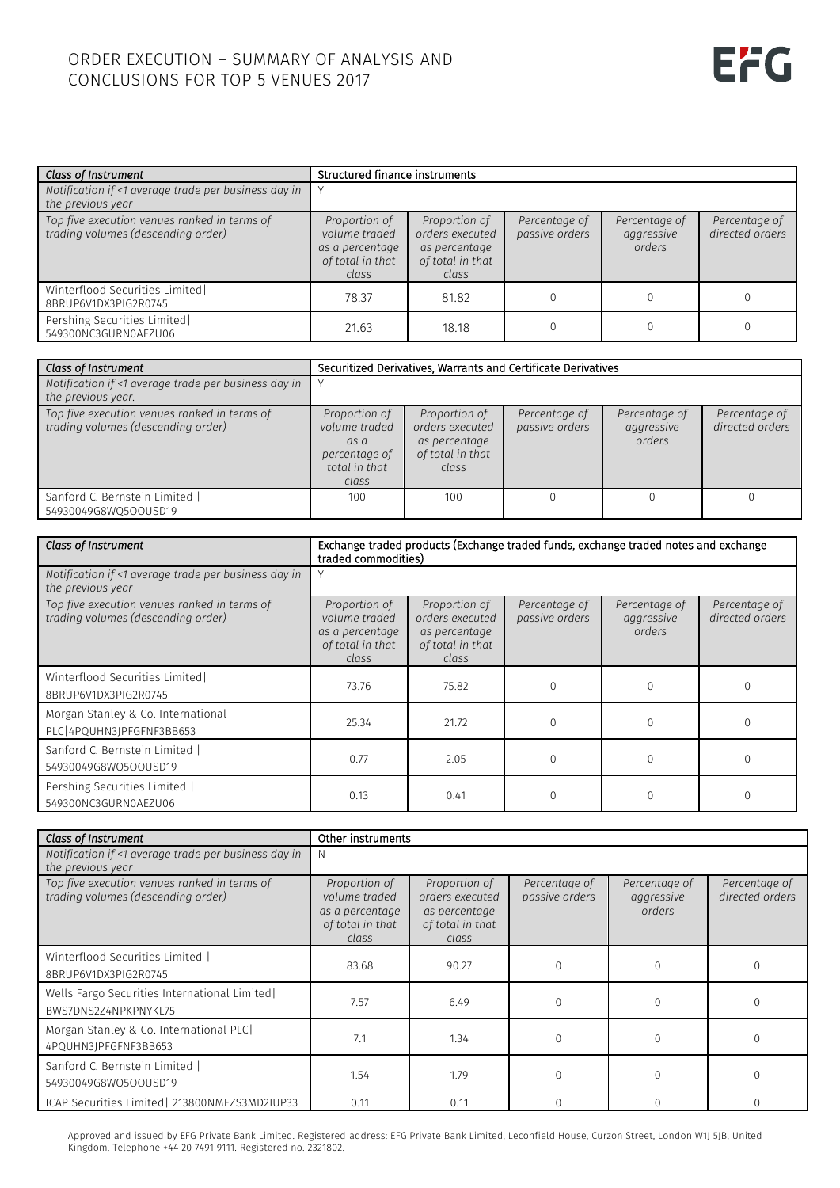# ORDER EXECUTION – SUMMARY OF ANALYSIS AND CONCLUSIONS FOR TOP 5 VENUES 2017

| *Class of Instrument* | Structured finance instruments | | | | |
|---|---|---|---|---|---|
| *Notification if <1 average trade per business day in the previous year* | Y | | | | |
| *Top five execution venues ranked in terms of trading volumes (descending order)* | *Proportion of volume traded as a percentage of total in that class* | *Proportion of orders executed as percentage of total in that class* | *Percentage of passive orders* | *Percentage of aggressive orders* | *Percentage of directed orders* |
| Winterflood Securities Limited\| 8BRUP6V1DX3PIG2R0745 | 78.37 | 81.82 | 0 | 0 | 0 |
| Pershing Securities Limited\| 549300NC3GURN0AEZU06 | 21.63 | 18.18 | 0 | 0 | 0 |

| *Class of Instrument* | Securitized Derivatives, Warrants and Certificate Derivatives | | | | |
|---|---|---|---|---|---|
| *Notification if <1 average trade per business day in the previous year.* | Y | | | | |
| *Top five execution venues ranked in terms of trading volumes (descending order)* | *Proportion of volume traded as a percentage of total in that class* | *Proportion of orders executed as percentage of total in that class* | *Percentage of passive orders* | *Percentage of aggressive orders* | *Percentage of directed orders* |
| Sanford C. Bernstein Limited \| 54930049G8WQ5OOUSD19 | 100 | 100 | 0 | 0 | 0 |

| *Class of Instrument* | Exchange traded products (Exchange traded funds, exchange traded notes and exchange traded commodities) | | | | |
|---|---|---|---|---|---|
| *Notification if <1 average trade per business day in the previous year* | Y | | | | |
| *Top five execution venues ranked in terms of trading volumes (descending order)* | *Proportion of volume traded as a percentage of total in that class* | *Proportion of orders executed as percentage of total in that class* | *Percentage of passive orders* | *Percentage of aggressive orders* | *Percentage of directed orders* |
| Winterflood Securities Limited\| 8BRUP6V1DX3PIG2R0745 | 73.76 | 75.82 | 0 | 0 | 0 |
| Morgan Stanley & Co. International PLC\|4PQUHN3JPFGFNF3BB653 | 25.34 | 21.72 | 0 | 0 | 0 |
| Sanford C. Bernstein Limited \| 54930049G8WQ5OOUSD19 | 0.77 | 2.05 | 0 | 0 | 0 |
| Pershing Securities Limited \| 549300NC3GURN0AEZU06 | 0.13 | 0.41 | 0 | 0 | 0 |

| *Class of Instrument* | Other instruments | | | | |
|---|---|---|---|---|---|
| *Notification if <1 average trade per business day in the previous year* | N | | | | |
| *Top five execution venues ranked in terms of trading volumes (descending order)* | *Proportion of volume traded as a percentage of total in that class* | *Proportion of orders executed as percentage of total in that class* | *Percentage of passive orders* | *Percentage of aggressive orders* | *Percentage of directed orders* |
| Winterflood Securities Limited \| 8BRUP6V1DX3PIG2R0745 | 83.68 | 90.27 | 0 | 0 | 0 |
| Wells Fargo Securities International Limited\| BWS7DNS2Z4NPKPNYKL75 | 7.57 | 6.49 | 0 | 0 | 0 |
| Morgan Stanley & Co. International PLC\| 4PQUHN3JPFGFNF3BB653 | 7.1 | 1.34 | 0 | 0 | 0 |
| Sanford C. Bernstein Limited \| 54930049G8WQ5OOUSD19 | 1.54 | 1.79 | 0 | 0 | 0 |
| ICAP Securities Limited\| 213800NMEZS3MD2IUP33 | 0.11 | 0.11 | 0 | 0 | 0 |

Approved and issued by EFG Private Bank Limited. Registered address: EFG Private Bank Limited, Leconfield House, Curzon Street, London W1J 5JB, United Kingdom. Telephone +44 20 7491 9111. Registered no. 2321802.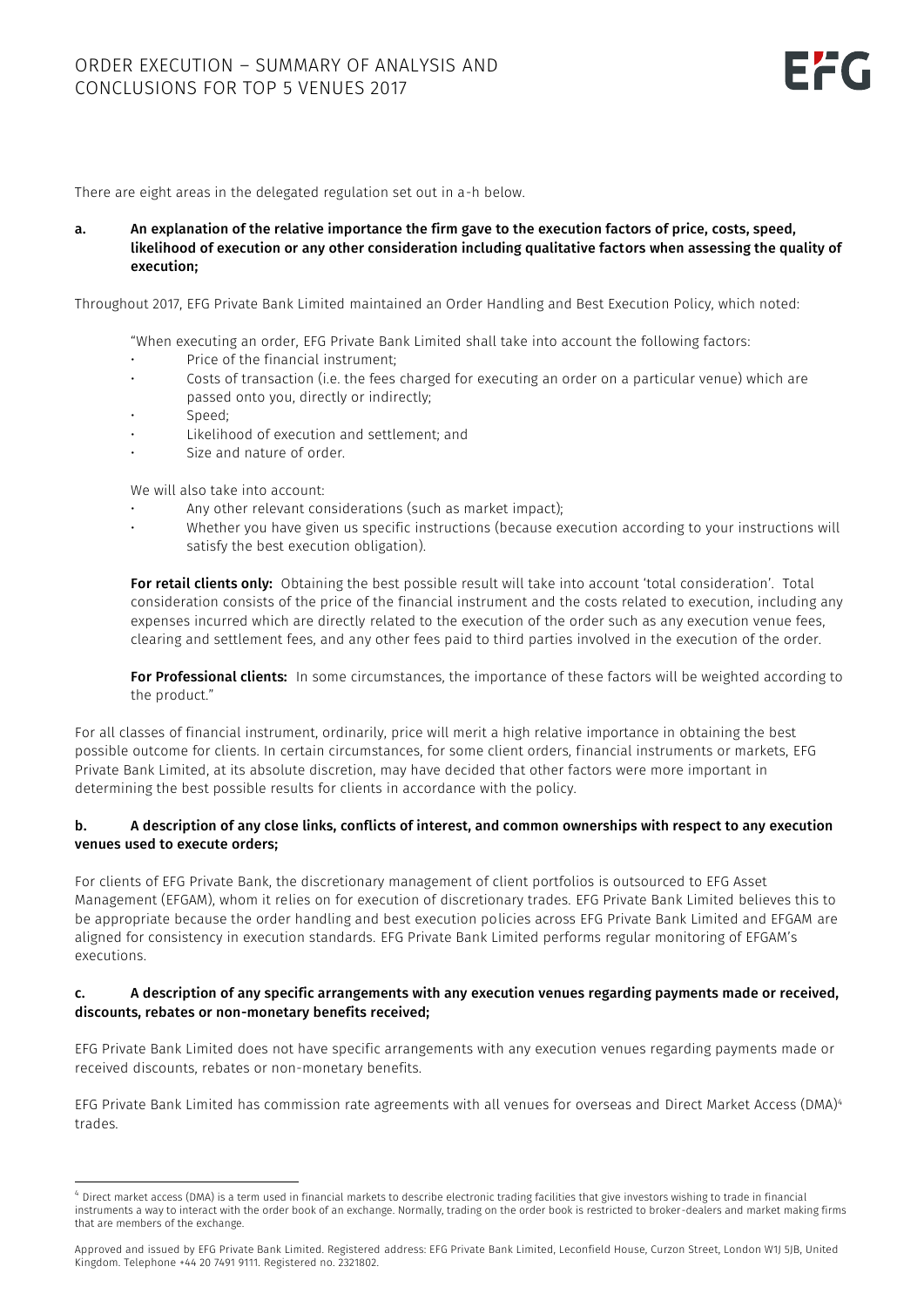There are eight areas in the delegated regulation set out in a-h below.

**a. An explanation of the relative importance the firm gave to the execution factors of price, costs, speed, likelihood of execution or any other consideration including qualitative factors when assessing the quality of execution;**

Throughout 2017, EFG Private Bank Limited maintained an Order Handling and Best Execution Policy, which noted:

"When executing an order, EFG Private Bank Limited shall take into account the following factors:

- Price of the financial instrument;
- Costs of transaction (i.e. the fees charged for executing an order on a particular venue) which are passed onto you, directly or indirectly;
- Speed;
- Likelihood of execution and settlement; and
- Size and nature of order.

We will also take into account:

- Any other relevant considerations (such as market impact);
- Whether you have given us specific instructions (because execution according to your instructions will satisfy the best execution obligation).

**For retail clients only:** Obtaining the best possible result will take into account 'total consideration'. Total consideration consists of the price of the financial instrument and the costs related to execution, including any expenses incurred which are directly related to the execution of the order such as any execution venue fees, clearing and settlement fees, and any other fees paid to third parties involved in the execution of the order.

**For Professional clients:** In some circumstances, the importance of these factors will be weighted according to the product."

For all classes of financial instrument, ordinarily, price will merit a high relative importance in obtaining the best possible outcome for clients. In certain circumstances, for some client orders, financial instruments or markets, EFG Private Bank Limited, at its absolute discretion, may have decided that other factors were more important in determining the best possible results for clients in accordance with the policy.

**b. A description of any close links, conflicts of interest, and common ownerships with respect to any execution venues used to execute orders;**

For clients of EFG Private Bank, the discretionary management of client portfolios is outsourced to EFG Asset Management (EFGAM), whom it relies on for execution of discretionary trades. EFG Private Bank Limited believes this to be appropriate because the order handling and best execution policies across EFG Private Bank Limited and EFGAM are aligned for consistency in execution standards. EFG Private Bank Limited performs regular monitoring of EFGAM's executions.

**c. A description of any specific arrangements with any execution venues regarding payments made or received, discounts, rebates or non-monetary benefits received;**

EFG Private Bank Limited does not have specific arrangements with any execution venues regarding payments made or received discounts, rebates or non-monetary benefits.

EFG Private Bank Limited has commission rate agreements with all venues for overseas and Direct Market Access (DMA)[4] trades.

[4] Direct market access (DMA) is a term used in financial markets to describe electronic trading facilities that give investors wishing to trade in financial instruments a way to interact with the order book of an exchange. Normally, trading on the order book is restricted to broker-dealers and market making firms that are members of the exchange.

Approved and issued by EFG Private Bank Limited. Registered address: EFG Private Bank Limited, Leconfield House, Curzon Street, London W1J 5JB, United Kingdom. Telephone +44 20 7491 9111. Registered no. 2321802.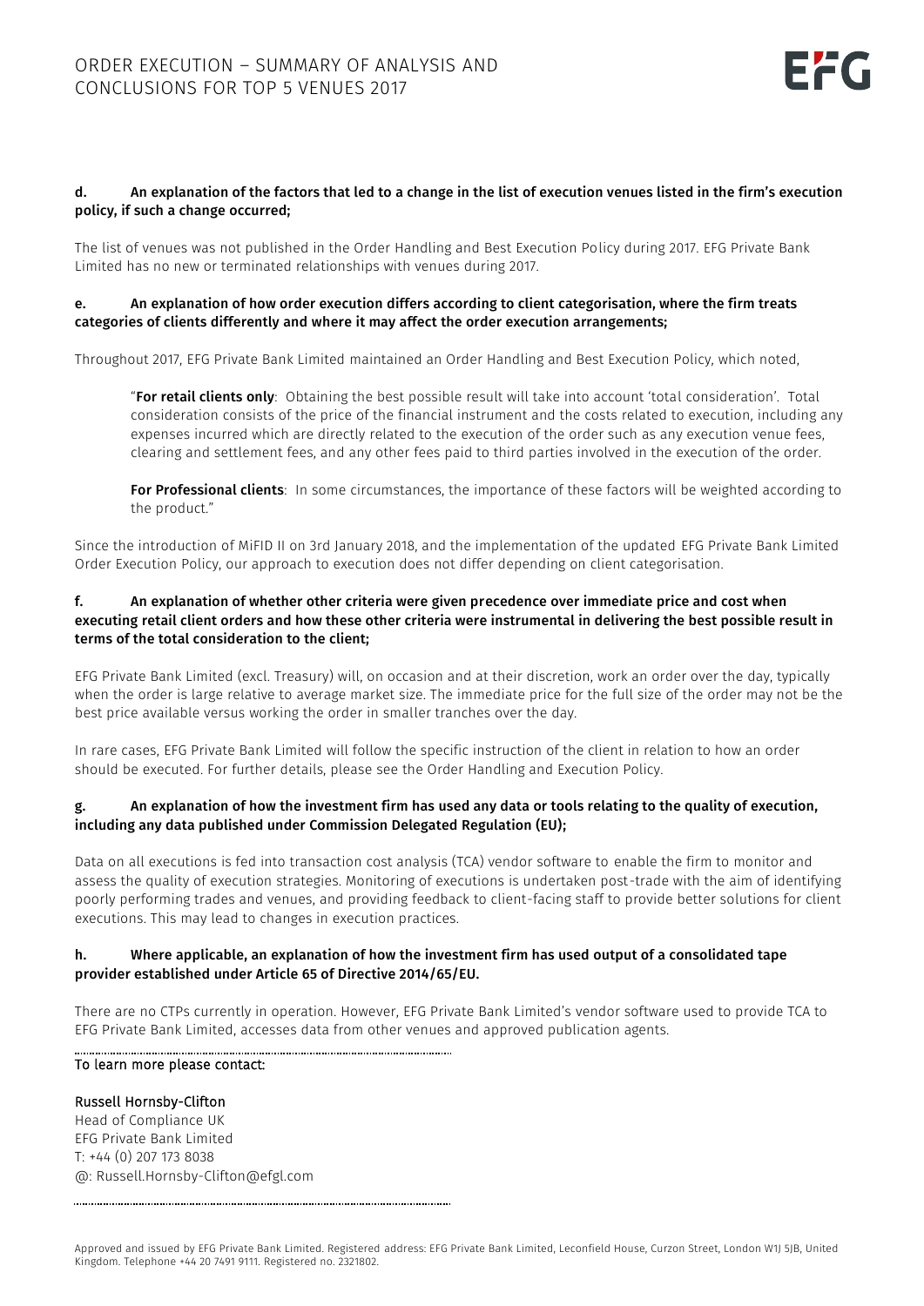**d. An explanation of the factors that led to a change in the list of execution venues listed in the firm's execution policy, if such a change occurred;**

The list of venues was not published in the Order Handling and Best Execution Policy during 2017. EFG Private Bank Limited has no new or terminated relationships with venues during 2017.

**e. An explanation of how order execution differs according to client categorisation, where the firm treats categories of clients differently and where it may affect the order execution arrangements;**

Throughout 2017, EFG Private Bank Limited maintained an Order Handling and Best Execution Policy, which noted,

> "**For retail clients only**: Obtaining the best possible result will take into account 'total consideration'. Total consideration consists of the price of the financial instrument and the costs related to execution, including any expenses incurred which are directly related to the execution of the order such as any execution venue fees, clearing and settlement fees, and any other fees paid to third parties involved in the execution of the order.
>
> **For Professional clients**: In some circumstances, the importance of these factors will be weighted according to the product."

Since the introduction of MiFID II on 3rd January 2018, and the implementation of the updated EFG Private Bank Limited Order Execution Policy, our approach to execution does not differ depending on client categorisation.

**f. An explanation of whether other criteria were given precedence over immediate price and cost when executing retail client orders and how these other criteria were instrumental in delivering the best possible result in terms of the total consideration to the client;**

EFG Private Bank Limited (excl. Treasury) will, on occasion and at their discretion, work an order over the day, typically when the order is large relative to average market size. The immediate price for the full size of the order may not be the best price available versus working the order in smaller tranches over the day.

In rare cases, EFG Private Bank Limited will follow the specific instruction of the client in relation to how an order should be executed. For further details, please see the Order Handling and Execution Policy.

**g. An explanation of how the investment firm has used any data or tools relating to the quality of execution, including any data published under Commission Delegated Regulation (EU);**

Data on all executions is fed into transaction cost analysis (TCA) vendor software to enable the firm to monitor and assess the quality of execution strategies. Monitoring of executions is undertaken post-trade with the aim of identifying poorly performing trades and venues, and providing feedback to client-facing staff to provide better solutions for client executions. This may lead to changes in execution practices.

**h. Where applicable, an explanation of how the investment firm has used output of a consolidated tape provider established under Article 65 of Directive 2014/65/EU.**

There are no CTPs currently in operation. However, EFG Private Bank Limited's vendor software used to provide TCA to EFG Private Bank Limited, accesses data from other venues and approved publication agents.

To learn more please contact:

Russell Hornsby-Clifton
Head of Compliance UK
EFG Private Bank Limited
T: +44 (0) 207 173 8038
@: Russell.Hornsby-Clifton@efgl.com

Approved and issued by EFG Private Bank Limited. Registered address: EFG Private Bank Limited, Leconfield House, Curzon Street, London W1J 5JB, United Kingdom. Telephone +44 20 7491 9111. Registered no. 2321802.